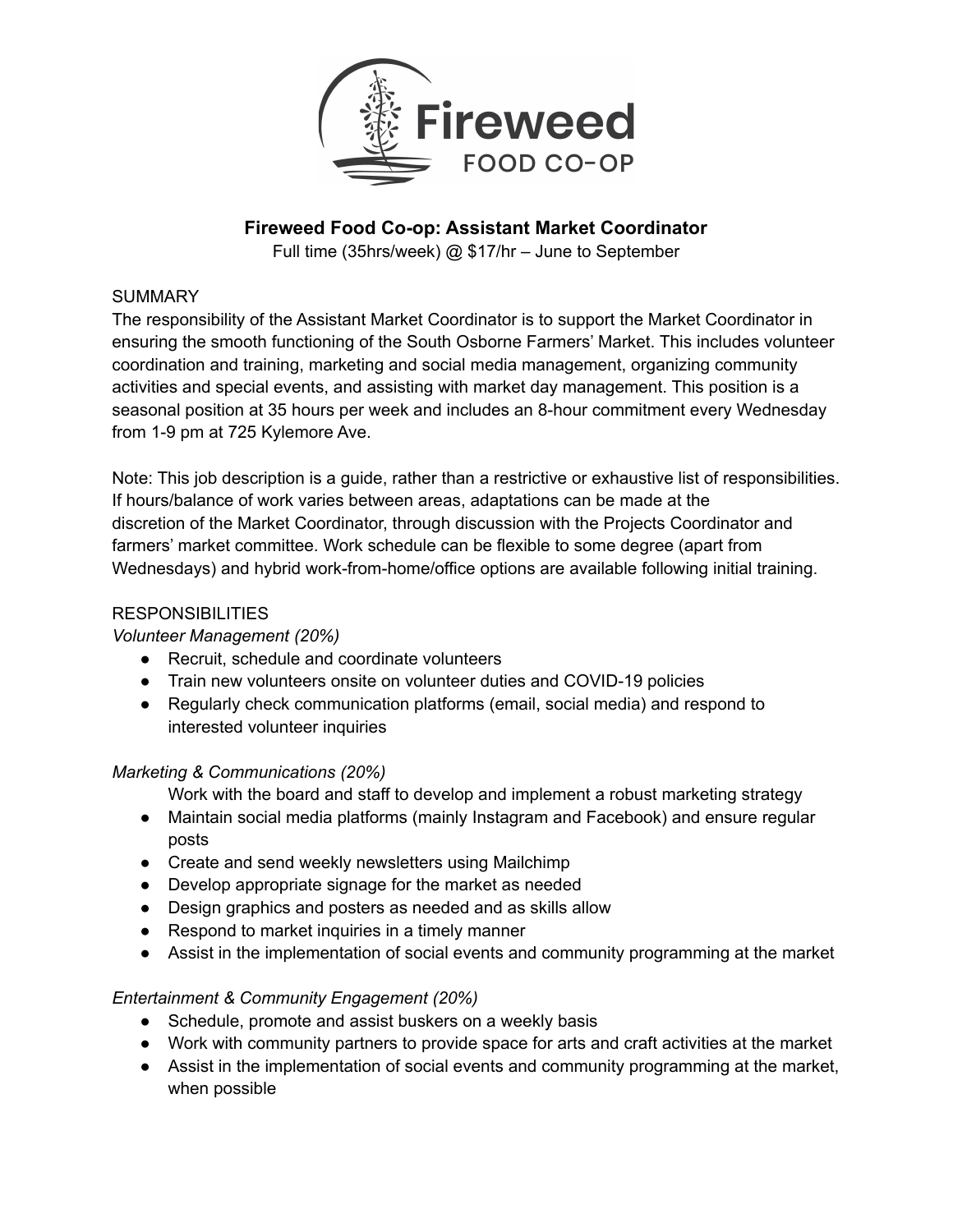# Fireweed Food Co-op: Assistant Market Coordinator

Full time (35hrs/week) @ $17/hr – June to September

## SUMMARY

The responsibility of the Assistant Market Coordinator is to support the Market Coordinator in ensuring the smooth functioning of the South Osborne Farmers' Market. This includes volunteer coordination and training, marketing and social media management, organizing community activities and special events, and assisting with market day management. This position is a seasonal position at 35 hours per week and includes an 8-hour commitment every Wednesday from 1-9 pm at 725 Kylemore Ave.

Note: This job description is a guide, rather than a restrictive or exhaustive list of responsibilities. If hours/balance of work varies between areas, adaptations can be made at the discretion of the Market Coordinator, through discussion with the Projects Coordinator and farmers' market committee. Work schedule can be flexible to some degree (apart from Wednesdays) and hybrid work-from-home/office options are available following initial training.

## RESPONSIBILITIES

*Volunteer Management (20%)*

- Recruit, schedule and coordinate volunteers
- Train new volunteers onsite on volunteer duties and COVID-19 policies
- Regularly check communication platforms (email, social media) and respond to interested volunteer inquiries

*Marketing & Communications (20%)*

Work with the board and staff to develop and implement a robust marketing strategy

- Maintain social media platforms (mainly Instagram and Facebook) and ensure regular posts
- Create and send weekly newsletters using Mailchimp
- Develop appropriate signage for the market as needed
- Design graphics and posters as needed and as skills allow
- Respond to market inquiries in a timely manner
- Assist in the implementation of social events and community programming at the market

*Entertainment & Community Engagement (20%)*

- Schedule, promote and assist buskers on a weekly basis
- Work with community partners to provide space for arts and craft activities at the market
- Assist in the implementation of social events and community programming at the market, when possible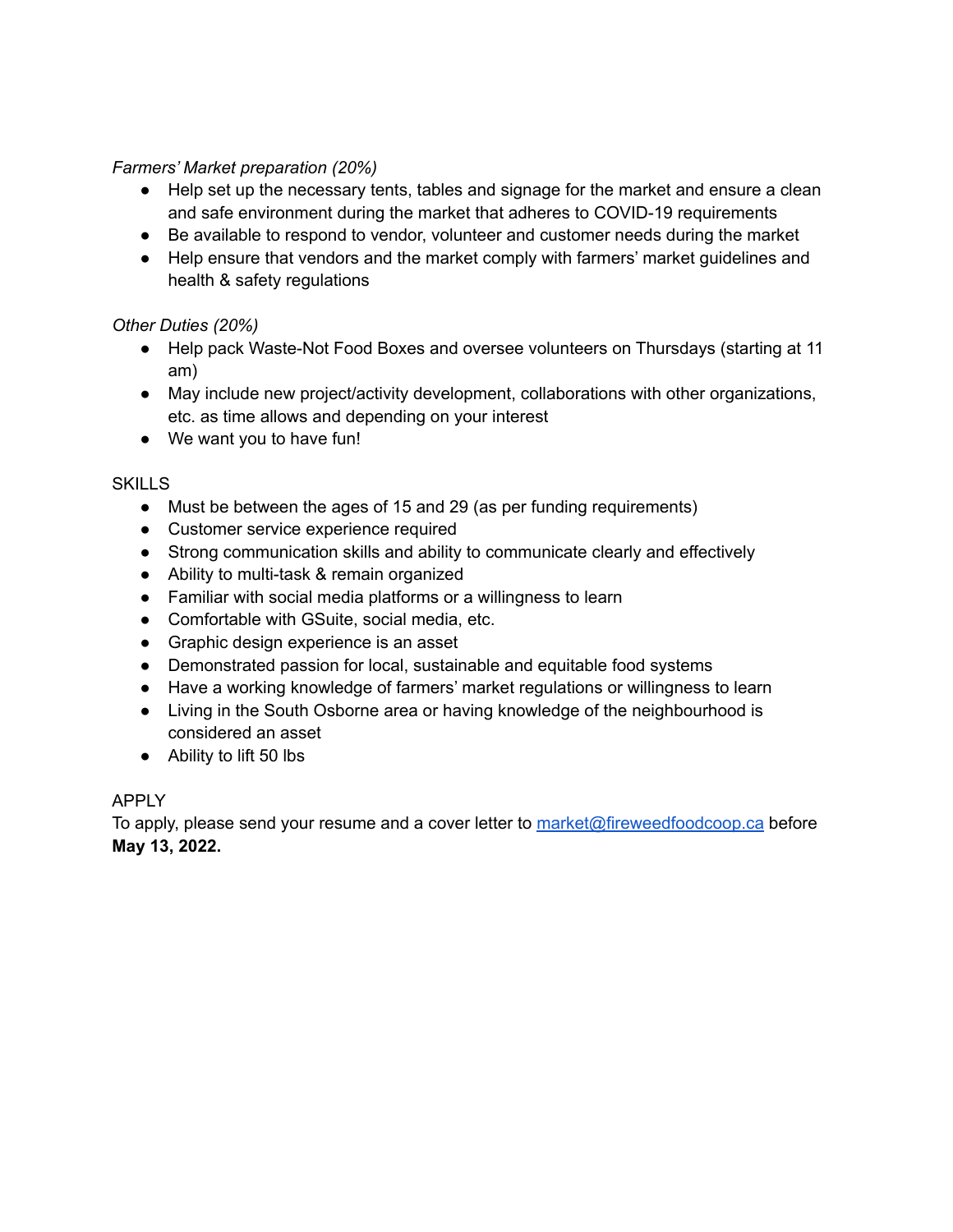*Farmers' Market preparation (20%)*

- Help set up the necessary tents, tables and signage for the market and ensure a clean and safe environment during the market that adheres to COVID-19 requirements
- Be available to respond to vendor, volunteer and customer needs during the market
- Help ensure that vendors and the market comply with farmers' market guidelines and health & safety regulations

*Other Duties (20%)*

- Help pack Waste-Not Food Boxes and oversee volunteers on Thursdays (starting at 11 am)
- May include new project/activity development, collaborations with other organizations, etc. as time allows and depending on your interest
- We want you to have fun!

SKILLS

- Must be between the ages of 15 and 29 (as per funding requirements)
- Customer service experience required
- Strong communication skills and ability to communicate clearly and effectively
- Ability to multi-task & remain organized
- Familiar with social media platforms or a willingness to learn
- Comfortable with GSuite, social media, etc.
- Graphic design experience is an asset
- Demonstrated passion for local, sustainable and equitable food systems
- Have a working knowledge of farmers' market regulations or willingness to learn
- Living in the South Osborne area or having knowledge of the neighbourhood is considered an asset
- Ability to lift 50 lbs

APPLY

To apply, please send your resume and a cover letter to [market@fireweedfoodcoop.ca](mailto:market@fireweedfoodcoop.ca) before **May 13, 2022.**